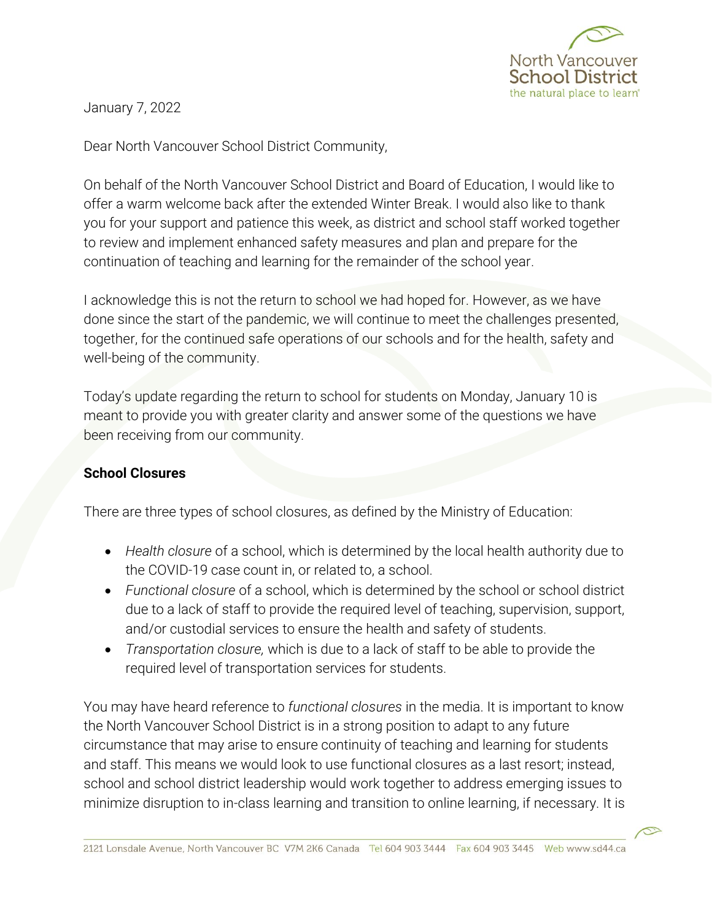North Vancouver School District
the natural place to learn®

January 7, 2022

Dear North Vancouver School District Community,

On behalf of the North Vancouver School District and Board of Education, I would like to offer a warm welcome back after the extended Winter Break. I would also like to thank you for your support and patience this week, as district and school staff worked together to review and implement enhanced safety measures and plan and prepare for the continuation of teaching and learning for the remainder of the school year.

I acknowledge this is not the return to school we had hoped for. However, as we have done since the start of the pandemic, we will continue to meet the challenges presented, together, for the continued safe operations of our schools and for the health, safety and well-being of the community.

Today's update regarding the return to school for students on Monday, January 10 is meant to provide you with greater clarity and answer some of the questions we have been receiving from our community.

**School Closures**

There are three types of school closures, as defined by the Ministry of Education:

- *Health closure* of a school, which is determined by the local health authority due to the COVID-19 case count in, or related to, a school.
- *Functional closure* of a school, which is determined by the school or school district due to a lack of staff to provide the required level of teaching, supervision, support, and/or custodial services to ensure the health and safety of students.
- *Transportation closure,* which is due to a lack of staff to be able to provide the required level of transportation services for students.

You may have heard reference to *functional closures* in the media. It is important to know the North Vancouver School District is in a strong position to adapt to any future circumstance that may arise to ensure continuity of teaching and learning for students and staff. This means we would look to use functional closures as a last resort; instead, school and school district leadership would work together to address emerging issues to minimize disruption to in-class learning and transition to online learning, if necessary. It is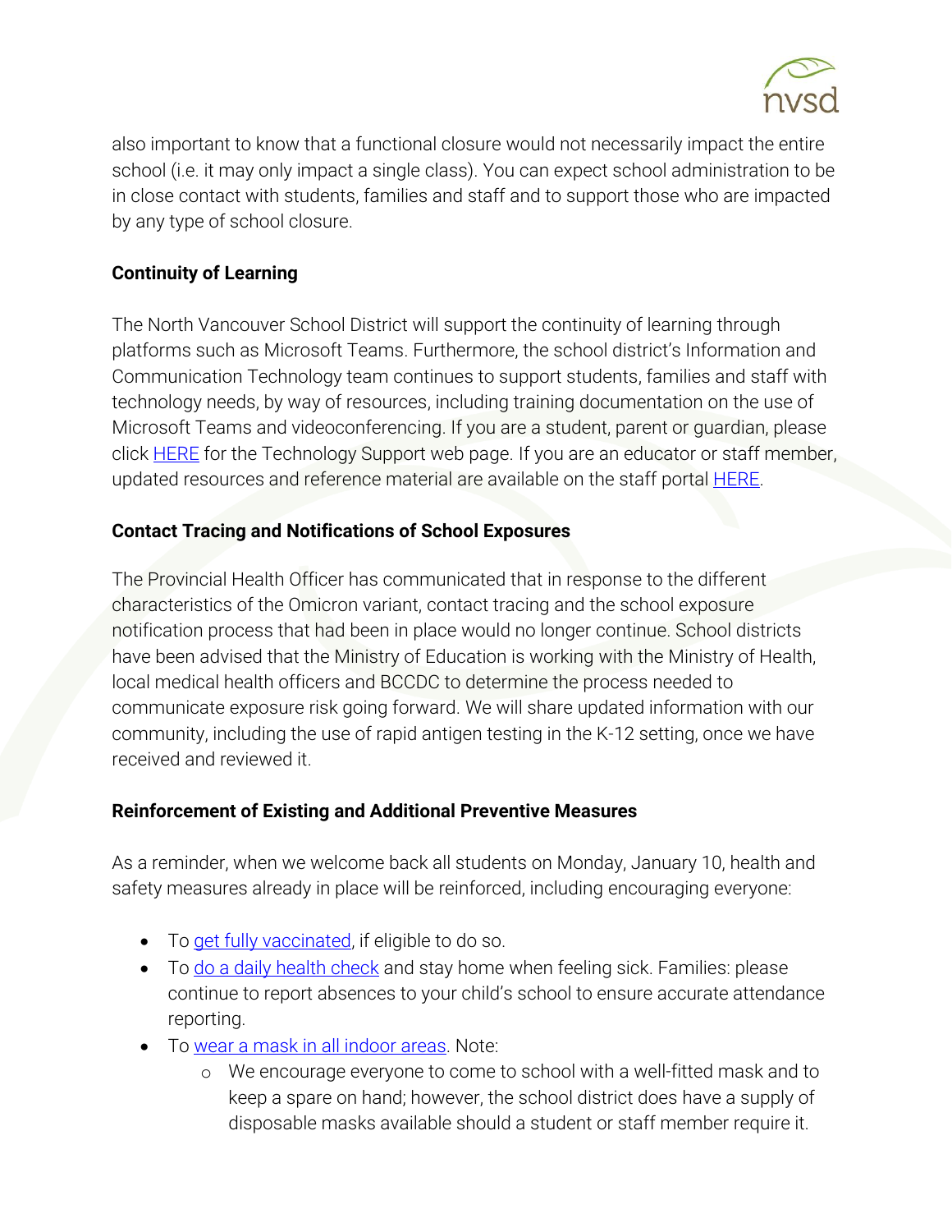also important to know that a functional closure would not necessarily impact the entire school (i.e. it may only impact a single class). You can expect school administration to be in close contact with students, families and staff and to support those who are impacted by any type of school closure.

**Continuity of Learning**

The North Vancouver School District will support the continuity of learning through platforms such as Microsoft Teams. Furthermore, the school district's Information and Communication Technology team continues to support students, families and staff with technology needs, by way of resources, including training documentation on the use of Microsoft Teams and videoconferencing. If you are a student, parent or guardian, please click HERE for the Technology Support web page. If you are an educator or staff member, updated resources and reference material are available on the staff portal HERE.

**Contact Tracing and Notifications of School Exposures**

The Provincial Health Officer has communicated that in response to the different characteristics of the Omicron variant, contact tracing and the school exposure notification process that had been in place would no longer continue. School districts have been advised that the Ministry of Education is working with the Ministry of Health, local medical health officers and BCCDC to determine the process needed to communicate exposure risk going forward. We will share updated information with our community, including the use of rapid antigen testing in the K-12 setting, once we have received and reviewed it.

**Reinforcement of Existing and Additional Preventive Measures**

As a reminder, when we welcome back all students on Monday, January 10, health and safety measures already in place will be reinforced, including encouraging everyone:

- To get fully vaccinated, if eligible to do so.
- To do a daily health check and stay home when feeling sick. Families: please continue to report absences to your child's school to ensure accurate attendance reporting.
- To wear a mask in all indoor areas. Note:
  - We encourage everyone to come to school with a well-fitted mask and to keep a spare on hand; however, the school district does have a supply of disposable masks available should a student or staff member require it.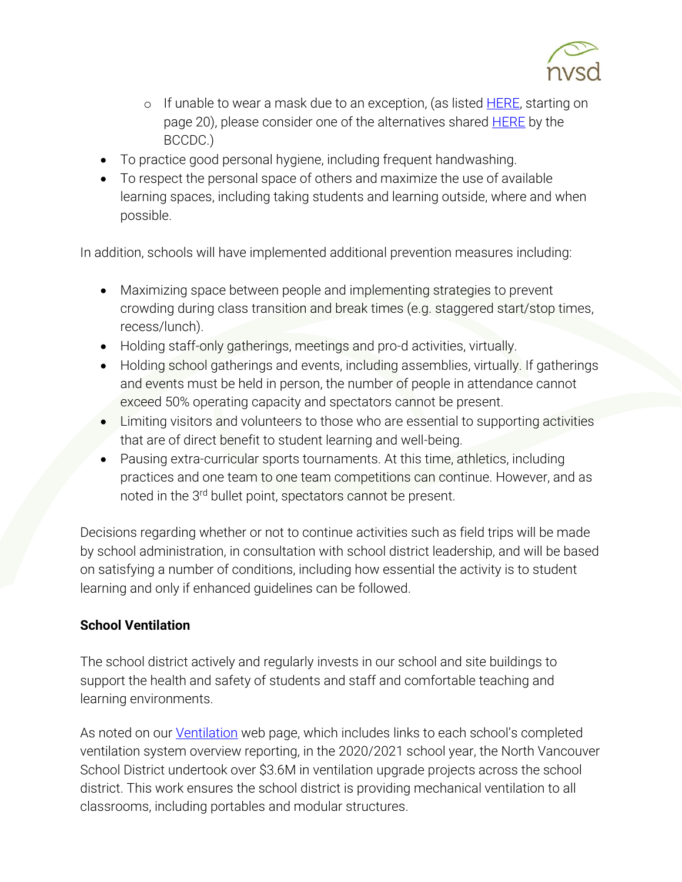- If unable to wear a mask due to an exception, (as listed [HERE], starting on page 20), please consider one of the alternatives shared [HERE] by the BCCDC.)
- To practice good personal hygiene, including frequent handwashing.
- To respect the personal space of others and maximize the use of available learning spaces, including taking students and learning outside, where and when possible.

In addition, schools will have implemented additional prevention measures including:

- Maximizing space between people and implementing strategies to prevent crowding during class transition and break times (e.g. staggered start/stop times, recess/lunch).
- Holding staff-only gatherings, meetings and pro-d activities, virtually.
- Holding school gatherings and events, including assemblies, virtually. If gatherings and events must be held in person, the number of people in attendance cannot exceed 50% operating capacity and spectators cannot be present.
- Limiting visitors and volunteers to those who are essential to supporting activities that are of direct benefit to student learning and well-being.
- Pausing extra-curricular sports tournaments. At this time, athletics, including practices and one team to one team competitions can continue. However, and as noted in the 3rd bullet point, spectators cannot be present.

Decisions regarding whether or not to continue activities such as field trips will be made by school administration, in consultation with school district leadership, and will be based on satisfying a number of conditions, including how essential the activity is to student learning and only if enhanced guidelines can be followed.

**School Ventilation**

The school district actively and regularly invests in our school and site buildings to support the health and safety of students and staff and comfortable teaching and learning environments.

As noted on our [Ventilation] web page, which includes links to each school's completed ventilation system overview reporting, in the 2020/2021 school year, the North Vancouver School District undertook over $3.6M in ventilation upgrade projects across the school district. This work ensures the school district is providing mechanical ventilation to all classrooms, including portables and modular structures.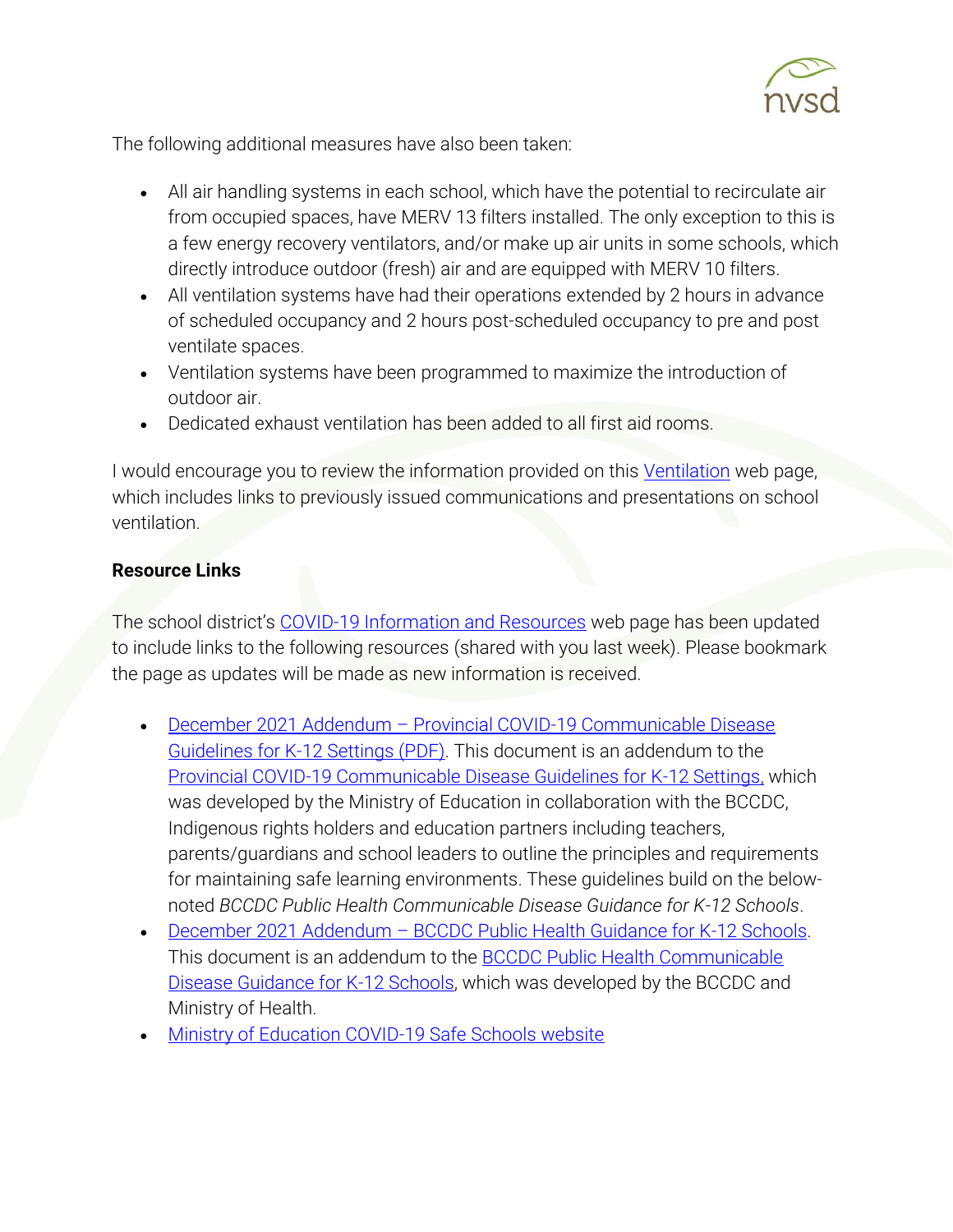The following additional measures have also been taken:

- All air handling systems in each school, which have the potential to recirculate air from occupied spaces, have MERV 13 filters installed. The only exception to this is a few energy recovery ventilators, and/or make up air units in some schools, which directly introduce outdoor (fresh) air and are equipped with MERV 10 filters.
- All ventilation systems have had their operations extended by 2 hours in advance of scheduled occupancy and 2 hours post-scheduled occupancy to pre and post ventilate spaces.
- Ventilation systems have been programmed to maximize the introduction of outdoor air.
- Dedicated exhaust ventilation has been added to all first aid rooms.

I would encourage you to review the information provided on this Ventilation web page, which includes links to previously issued communications and presentations on school ventilation.

**Resource Links**

The school district's COVID-19 Information and Resources web page has been updated to include links to the following resources (shared with you last week). Please bookmark the page as updates will be made as new information is received.

- December 2021 Addendum – Provincial COVID-19 Communicable Disease Guidelines for K-12 Settings (PDF). This document is an addendum to the Provincial COVID-19 Communicable Disease Guidelines for K-12 Settings, which was developed by the Ministry of Education in collaboration with the BCCDC, Indigenous rights holders and education partners including teachers, parents/guardians and school leaders to outline the principles and requirements for maintaining safe learning environments. These guidelines build on the below-noted *BCCDC Public Health Communicable Disease Guidance for K-12 Schools*.
- December 2021 Addendum – BCCDC Public Health Guidance for K-12 Schools. This document is an addendum to the BCCDC Public Health Communicable Disease Guidance for K-12 Schools, which was developed by the BCCDC and Ministry of Health.
- Ministry of Education COVID-19 Safe Schools website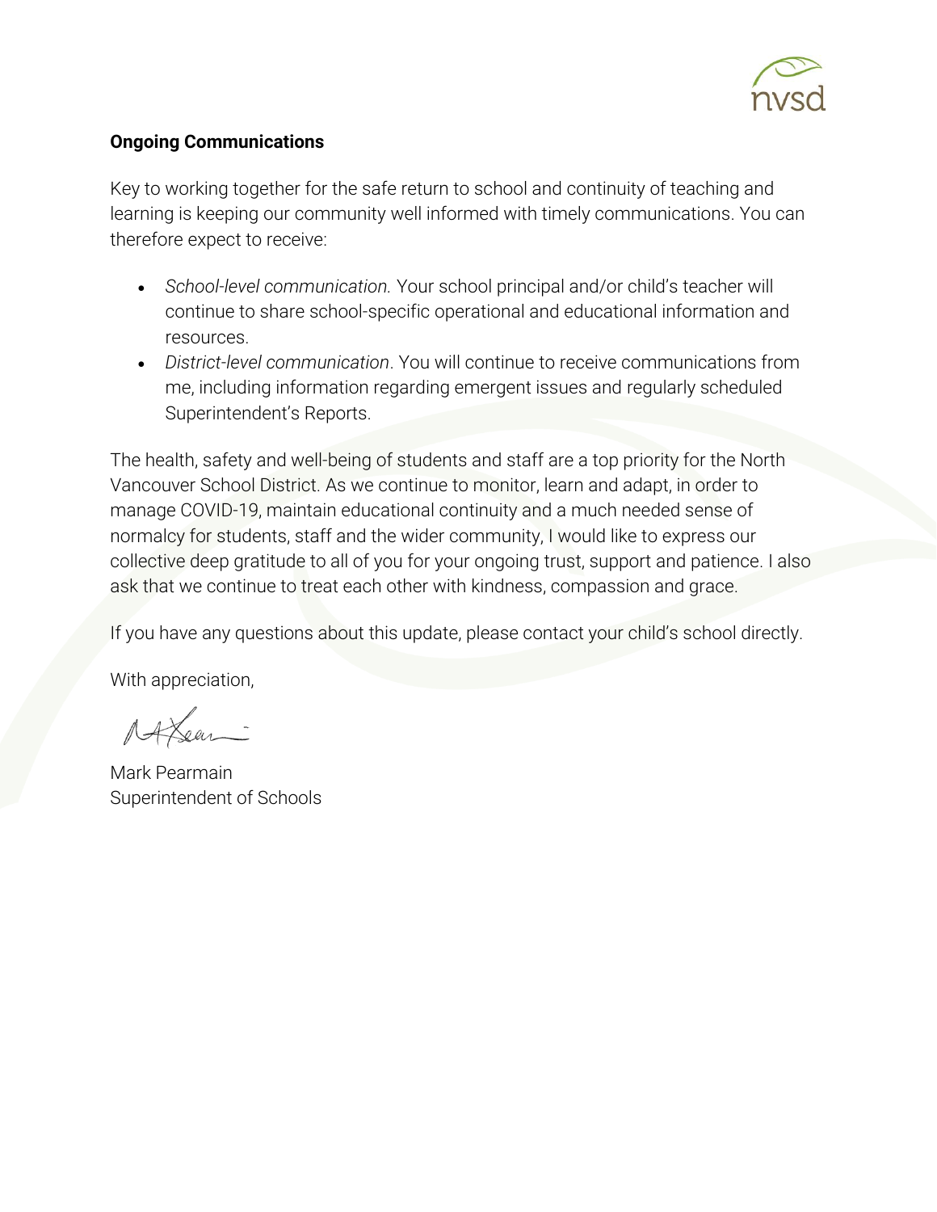**Ongoing Communications**

Key to working together for the safe return to school and continuity of teaching and learning is keeping our community well informed with timely communications. You can therefore expect to receive:

- *School-level communication.* Your school principal and/or child's teacher will continue to share school-specific operational and educational information and resources.
- *District-level communication*. You will continue to receive communications from me, including information regarding emergent issues and regularly scheduled Superintendent's Reports.

The health, safety and well-being of students and staff are a top priority for the North Vancouver School District. As we continue to monitor, learn and adapt, in order to manage COVID-19, maintain educational continuity and a much needed sense of normalcy for students, staff and the wider community, I would like to express our collective deep gratitude to all of you for your ongoing trust, support and patience. I also ask that we continue to treat each other with kindness, compassion and grace.

If you have any questions about this update, please contact your child's school directly.

With appreciation,

Mark Pearmain
Superintendent of Schools